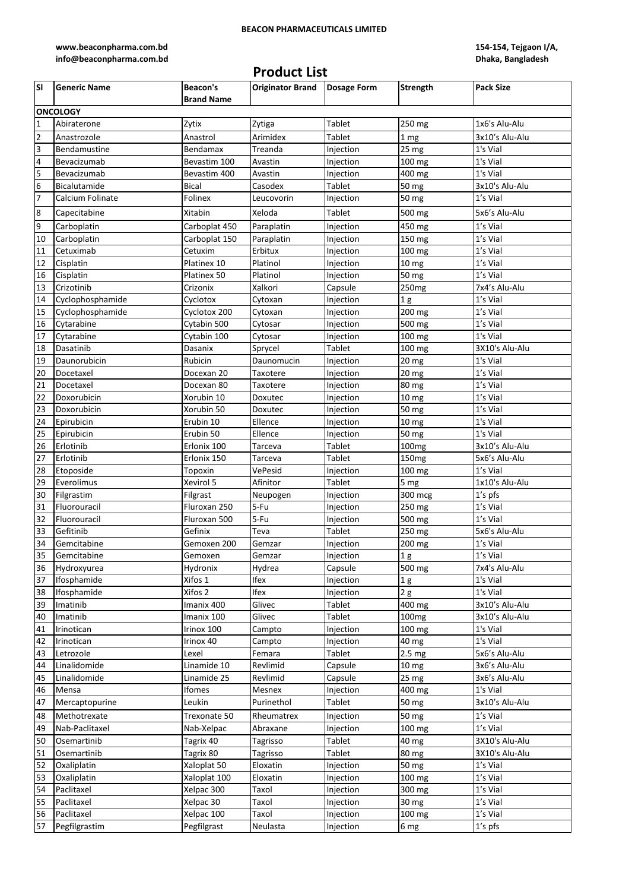**BEACON PHARMACEUTICALS LIMITED**

**www.beaconpharma.com.bd**
**info@beaconpharma.com.bd**

**154-154, Tejgaon I/A,**
**Dhaka, Bangladesh**

# Product List

| Sl | Generic Name | Beacon's Brand Name | Originator Brand | Dosage Form | Strength | Pack Size |
|---|---|---|---|---|---|---|
| **ONCOLOGY** | | | | | | |
| 1 | Abiraterone | Zytix | Zytiga | Tablet | 250 mg | 1x6's Alu-Alu |
| 2 | Anastrozole | Anastrol | Arimidex | Tablet | 1 mg | 3x10's Alu-Alu |
| 3 | Bendamustine | Bendamax | Treanda | Injection | 25 mg | 1's Vial |
| 4 | Bevacizumab | Bevastim 100 | Avastin | Injection | 100 mg | 1's Vial |
| 5 | Bevacizumab | Bevastim 400 | Avastin | Injection | 400 mg | 1's Vial |
| 6 | Bicalutamide | Bical | Casodex | Tablet | 50 mg | 3x10's Alu-Alu |
| 7 | Calcium Folinate | Folinex | Leucovorin | Injection | 50 mg | 1's Vial |
| 8 | Capecitabine | Xitabin | Xeloda | Tablet | 500 mg | 5x6's Alu-Alu |
| 9 | Carboplatin | Carboplat 450 | Paraplatin | Injection | 450 mg | 1's Vial |
| 10 | Carboplatin | Carboplat 150 | Paraplatin | Injection | 150 mg | 1's Vial |
| 11 | Cetuximab | Cetuxim | Erbitux | Injection | 100 mg | 1's Vial |
| 12 | Cisplatin | Platinex 10 | Platinol | Injection | 10 mg | 1's Vial |
| 16 | Cisplatin | Platinex 50 | Platinol | Injection | 50 mg | 1's Vial |
| 13 | Crizotinib | Crizonix | Xalkori | Capsule | 250mg | 7x4's Alu-Alu |
| 14 | Cyclophosphamide | Cyclotox | Cytoxan | Injection | 1 g | 1's Vial |
| 15 | Cyclophosphamide | Cyclotox 200 | Cytoxan | Injection | 200 mg | 1's Vial |
| 16 | Cytarabine | Cytabin 500 | Cytosar | Injection | 500 mg | 1's Vial |
| 17 | Cytarabine | Cytabin 100 | Cytosar | Injection | 100 mg | 1's Vial |
| 18 | Dasatinib | Dasanix | Sprycel | Tablet | 100 mg | 3X10's Alu-Alu |
| 19 | Daunorubicin | Rubicin | Daunomucin | Injection | 20 mg | 1's Vial |
| 20 | Docetaxel | Docexan 20 | Taxotere | Injection | 20 mg | 1's Vial |
| 21 | Docetaxel | Docexan 80 | Taxotere | Injection | 80 mg | 1's Vial |
| 22 | Doxorubicin | Xorubin 10 | Doxutec | Injection | 10 mg | 1's Vial |
| 23 | Doxorubicin | Xorubin 50 | Doxutec | Injection | 50 mg | 1's Vial |
| 24 | Epirubicin | Erubin 10 | Ellence | Injection | 10 mg | 1's Vial |
| 25 | Epirubicin | Erubin 50 | Ellence | Injection | 50 mg | 1's Vial |
| 26 | Erlotinib | Erlonix 100 | Tarceva | Tablet | 100mg | 3x10's Alu-Alu |
| 27 | Erlotinib | Erlonix 150 | Tarceva | Tablet | 150mg | 5x6's Alu-Alu |
| 28 | Etoposide | Topoxin | VePesid | Injection | 100 mg | 1's Vial |
| 29 | Everolimus | Xevirol 5 | Afinitor | Tablet | 5 mg | 1x10's Alu-Alu |
| 30 | Filgrastim | Filgrast | Neupogen | Injection | 300 mcg | 1's pfs |
| 31 | Fluorouracil | Fluroxan 250 | 5-Fu | Injection | 250 mg | 1's Vial |
| 32 | Fluorouracil | Fluroxan 500 | 5-Fu | Injection | 500 mg | 1's Vial |
| 33 | Gefitinib | Gefinix | Teva | Tablet | 250 mg | 5x6's Alu-Alu |
| 34 | Gemcitabine | Gemoxen 200 | Gemzar | Injection | 200 mg | 1's Vial |
| 35 | Gemcitabine | Gemoxen | Gemzar | Injection | 1 g | 1's Vial |
| 36 | Hydroxyurea | Hydronix | Hydrea | Capsule | 500 mg | 7x4's Alu-Alu |
| 37 | Ifosphamide | Xifos 1 | Ifex | Injection | 1 g | 1's Vial |
| 38 | Ifosphamide | Xifos 2 | Ifex | Injection | 2 g | 1's Vial |
| 39 | Imatinib | Imanix 400 | Glivec | Tablet | 400 mg | 3x10's Alu-Alu |
| 40 | Imatinib | Imanix 100 | Glivec | Tablet | 100mg | 3x10's Alu-Alu |
| 41 | Irinotican | Irinox 100 | Campto | Injection | 100 mg | 1's Vial |
| 42 | Irinotican | Irinox 40 | Campto | Injection | 40 mg | 1's Vial |
| 43 | Letrozole | Lexel | Femara | Tablet | 2.5 mg | 5x6's Alu-Alu |
| 44 | Linalidomide | Linamide 10 | Revlimid | Capsule | 10 mg | 3x6's Alu-Alu |
| 45 | Linalidomide | Linamide 25 | Revlimid | Capsule | 25 mg | 3x6's Alu-Alu |
| 46 | Mensa | Ifomes | Mesnex | Injection | 400 mg | 1's Vial |
| 47 | Mercaptopurine | Leukin | Purinethol | Tablet | 50 mg | 3x10's Alu-Alu |
| 48 | Methotrexate | Trexonate 50 | Rheumatrex | Injection | 50 mg | 1's Vial |
| 49 | Nab-Paclitaxel | Nab-Xelpac | Abraxane | Injection | 100 mg | 1's Vial |
| 50 | Osemartinib | Tagrix 40 | Tagrisso | Tablet | 40 mg | 3X10's Alu-Alu |
| 51 | Osemartinib | Tagrix 80 | Tagrisso | Tablet | 80 mg | 3X10's Alu-Alu |
| 52 | Oxaliplatin | Xaloplat 50 | Eloxatin | Injection | 50 mg | 1's Vial |
| 53 | Oxaliplatin | Xaloplat 100 | Eloxatin | Injection | 100 mg | 1's Vial |
| 54 | Paclitaxel | Xelpac 300 | Taxol | Injection | 300 mg | 1's Vial |
| 55 | Paclitaxel | Xelpac 30 | Taxol | Injection | 30 mg | 1's Vial |
| 56 | Paclitaxel | Xelpac 100 | Taxol | Injection | 100 mg | 1's Vial |
| 57 | Pegfilgrastim | Pegfilgrast | Neulasta | Injection | 6 mg | 1's pfs |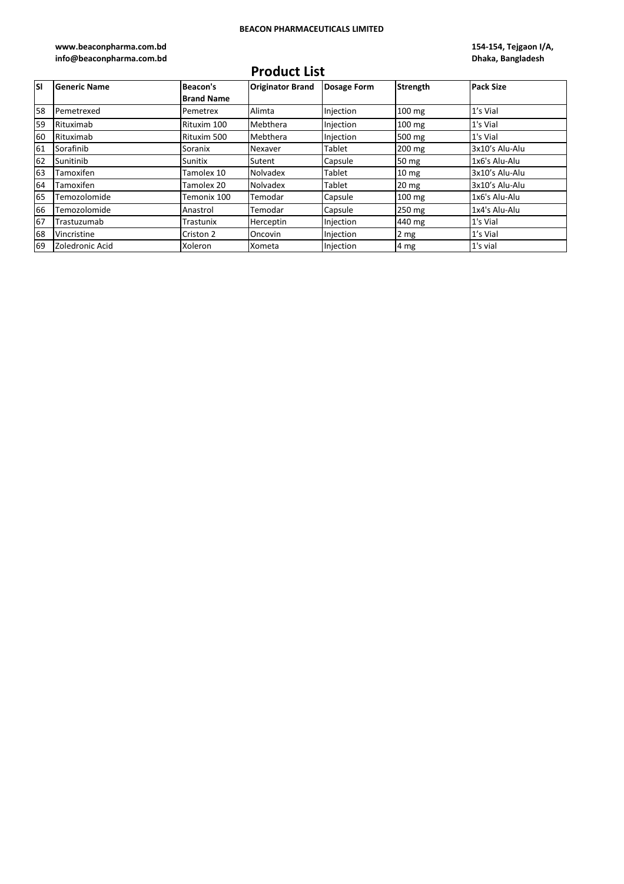**BEACON PHARMACEUTICALS LIMITED**

**www.beaconpharma.com.bd**
**info@beaconpharma.com.bd**

**154-154, Tejgaon I/A,**
**Dhaka, Bangladesh**

# Product List

| Sl | Generic Name | Beacon's Brand Name | Originator Brand | Dosage Form | Strength | Pack Size |
|---|---|---|---|---|---|---|
| 58 | Pemetrexed | Pemetrex | Alimta | Injection | 100 mg | 1's Vial |
| 59 | Rituximab | Rituxim 100 | Mebthera | Injection | 100 mg | 1's Vial |
| 60 | Rituximab | Rituxim 500 | Mebthera | Injection | 500 mg | 1's Vial |
| 61 | Sorafinib | Soranix | Nexaver | Tablet | 200 mg | 3x10's Alu-Alu |
| 62 | Sunitinib | Sunitix | Sutent | Capsule | 50 mg | 1x6's Alu-Alu |
| 63 | Tamoxifen | Tamolex 10 | Nolvadex | Tablet | 10 mg | 3x10's Alu-Alu |
| 64 | Tamoxifen | Tamolex 20 | Nolvadex | Tablet | 20 mg | 3x10's Alu-Alu |
| 65 | Temozolomide | Temonix 100 | Temodar | Capsule | 100 mg | 1x6's Alu-Alu |
| 66 | Temozolomide | Anastrol | Temodar | Capsule | 250 mg | 1x4's Alu-Alu |
| 67 | Trastuzumab | Trastunix | Herceptin | Injection | 440 mg | 1's Vial |
| 68 | Vincristine | Criston 2 | Oncovin | Injection | 2 mg | 1's Vial |
| 69 | Zoledronic Acid | Xoleron | Xometa | Injection | 4 mg | 1's vial |